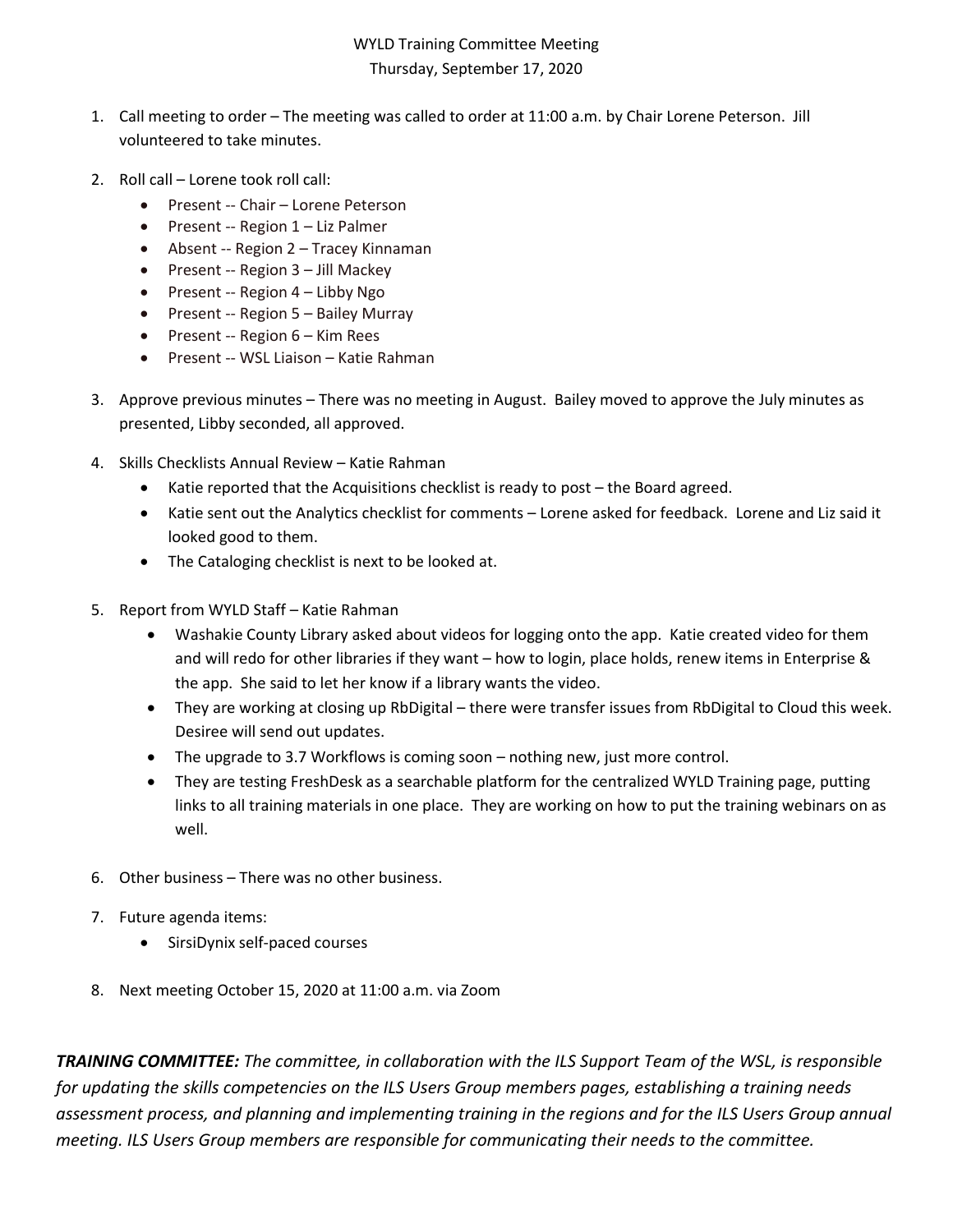# WYLD Training Committee Meeting
Thursday, September 17, 2020

1. Call meeting to order – The meeting was called to order at 11:00 a.m. by Chair Lorene Peterson. Jill volunteered to take minutes.

2. Roll call – Lorene took roll call:
   - Present -- Chair – Lorene Peterson
   - Present -- Region 1 – Liz Palmer
   - Absent -- Region 2 – Tracey Kinnaman
   - Present -- Region 3 – Jill Mackey
   - Present -- Region 4 – Libby Ngo
   - Present -- Region 5 – Bailey Murray
   - Present -- Region 6 – Kim Rees
   - Present -- WSL Liaison – Katie Rahman

3. Approve previous minutes – There was no meeting in August. Bailey moved to approve the July minutes as presented, Libby seconded, all approved.

4. Skills Checklists Annual Review – Katie Rahman
   - Katie reported that the Acquisitions checklist is ready to post – the Board agreed.
   - Katie sent out the Analytics checklist for comments – Lorene asked for feedback. Lorene and Liz said it looked good to them.
   - The Cataloging checklist is next to be looked at.

5. Report from WYLD Staff – Katie Rahman
   - Washakie County Library asked about videos for logging onto the app. Katie created video for them and will redo for other libraries if they want – how to login, place holds, renew items in Enterprise & the app. She said to let her know if a library wants the video.
   - They are working at closing up RbDigital – there were transfer issues from RbDigital to Cloud this week. Desiree will send out updates.
   - The upgrade to 3.7 Workflows is coming soon – nothing new, just more control.
   - They are testing FreshDesk as a searchable platform for the centralized WYLD Training page, putting links to all training materials in one place. They are working on how to put the training webinars on as well.

6. Other business – There was no other business.

7. Future agenda items:
   - SirsiDynix self-paced courses

8. Next meeting October 15, 2020 at 11:00 a.m. via Zoom

***TRAINING COMMITTEE:*** *The committee, in collaboration with the ILS Support Team of the WSL, is responsible for updating the skills competencies on the ILS Users Group members pages, establishing a training needs assessment process, and planning and implementing training in the regions and for the ILS Users Group annual meeting. ILS Users Group members are responsible for communicating their needs to the committee.*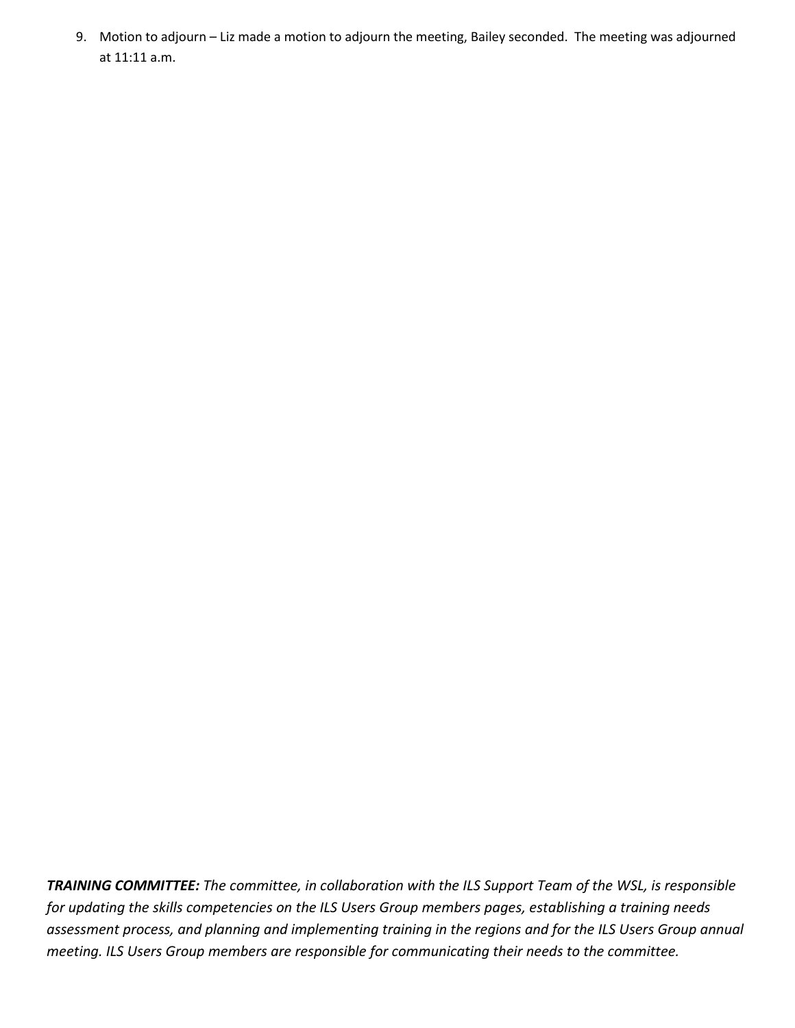9. Motion to adjourn – Liz made a motion to adjourn the meeting, Bailey seconded. The meeting was adjourned at 11:11 a.m.

***TRAINING COMMITTEE:*** *The committee, in collaboration with the ILS Support Team of the WSL, is responsible for updating the skills competencies on the ILS Users Group members pages, establishing a training needs assessment process, and planning and implementing training in the regions and for the ILS Users Group annual meeting. ILS Users Group members are responsible for communicating their needs to the committee.*